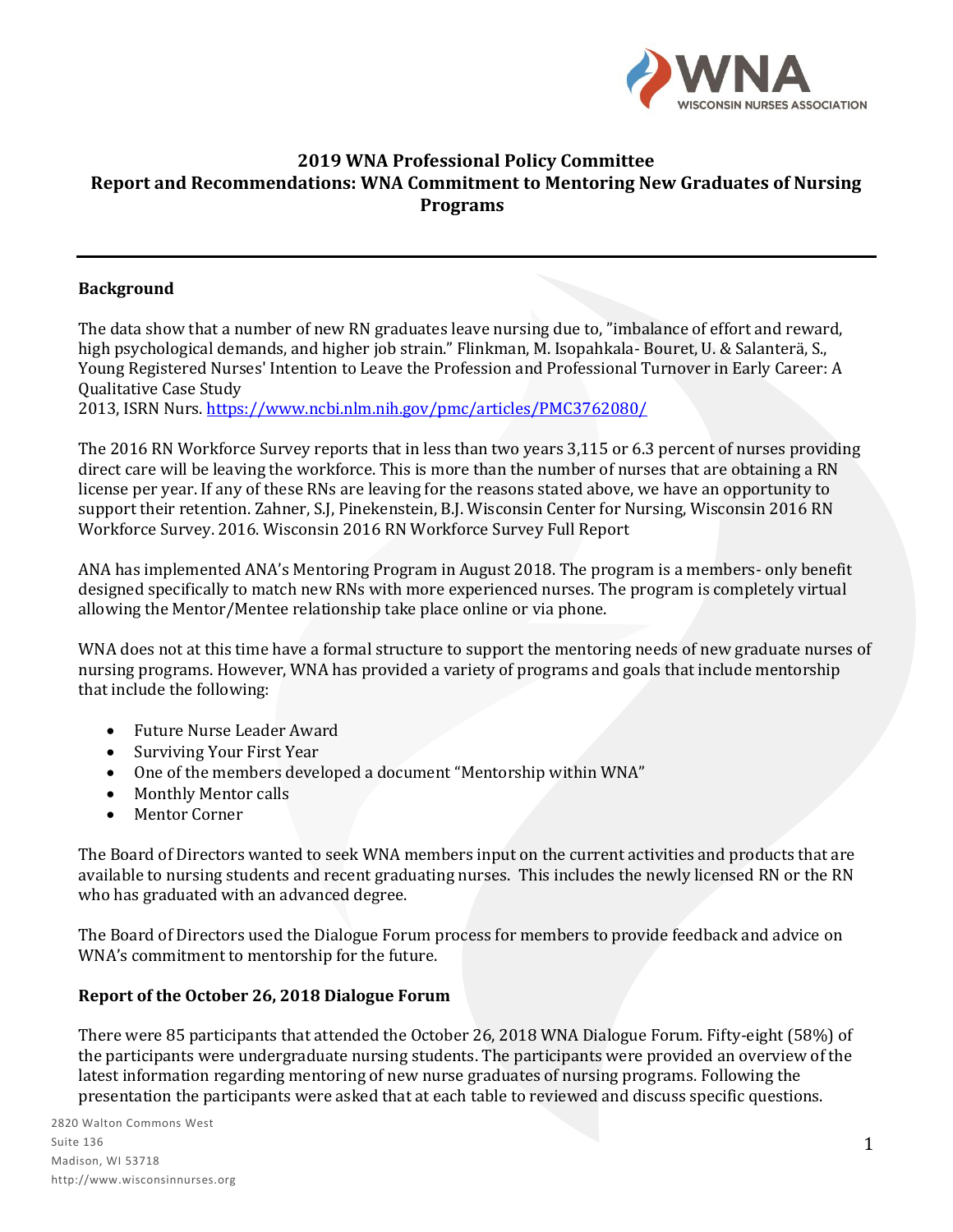## 2019 WNA Professional Policy Committee
## Report and Recommendations: WNA Commitment to Mentoring New Graduates of Nursing Programs

---

### Background

The data show that a number of new RN graduates leave nursing due to, "imbalance of effort and reward, high psychological demands, and higher job strain." Flinkman, M. Isopahkala- Bouret, U. & Salanterä, S., Young Registered Nurses' Intention to Leave the Profession and Professional Turnover in Early Career: A Qualitative Case Study
2013, ISRN Nurs. https://www.ncbi.nlm.nih.gov/pmc/articles/PMC3762080/

The 2016 RN Workforce Survey reports that in less than two years 3,115 or 6.3 percent of nurses providing direct care will be leaving the workforce. This is more than the number of nurses that are obtaining a RN license per year. If any of these RNs are leaving for the reasons stated above, we have an opportunity to support their retention. Zahner, S.J, Pinekenstein, B.J. Wisconsin Center for Nursing, Wisconsin 2016 RN Workforce Survey. 2016. Wisconsin 2016 RN Workforce Survey Full Report

ANA has implemented ANA's Mentoring Program in August 2018. The program is a members- only benefit designed specifically to match new RNs with more experienced nurses. The program is completely virtual allowing the Mentor/Mentee relationship take place online or via phone.

WNA does not at this time have a formal structure to support the mentoring needs of new graduate nurses of nursing programs. However, WNA has provided a variety of programs and goals that include mentorship that include the following:

- Future Nurse Leader Award
- Surviving Your First Year
- One of the members developed a document "Mentorship within WNA"
- Monthly Mentor calls
- Mentor Corner

The Board of Directors wanted to seek WNA members input on the current activities and products that are available to nursing students and recent graduating nurses. This includes the newly licensed RN or the RN who has graduated with an advanced degree.

The Board of Directors used the Dialogue Forum process for members to provide feedback and advice on WNA's commitment to mentorship for the future.

### Report of the October 26, 2018 Dialogue Forum

There were 85 participants that attended the October 26, 2018 WNA Dialogue Forum. Fifty-eight (58%) of the participants were undergraduate nursing students. The participants were provided an overview of the latest information regarding mentoring of new nurse graduates of nursing programs. Following the presentation the participants were asked that at each table to reviewed and discuss specific questions.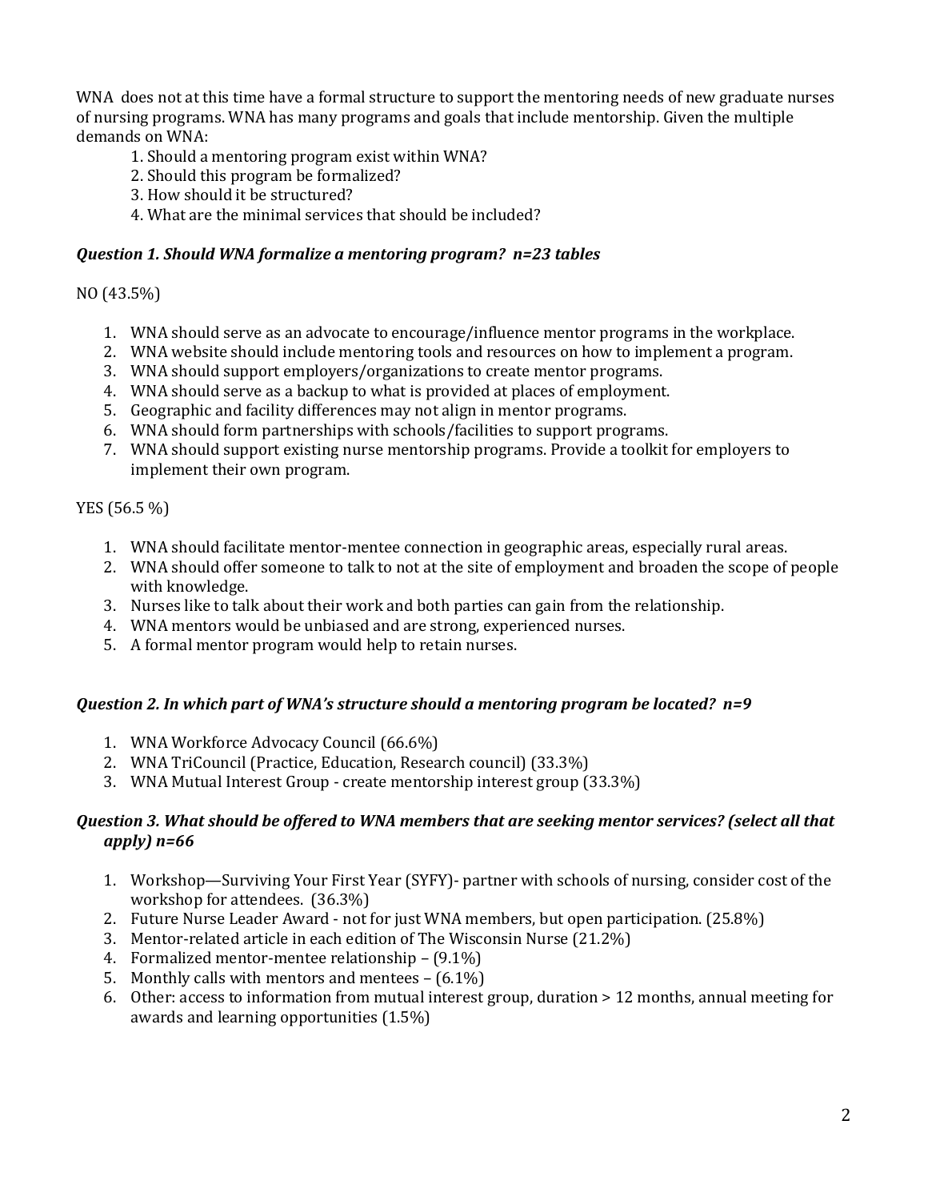WNA does not at this time have a formal structure to support the mentoring needs of new graduate nurses of nursing programs. WNA has many programs and goals that include mentorship. Given the multiple demands on WNA:

1. Should a mentoring program exist within WNA?
2. Should this program be formalized?
3. How should it be structured?
4. What are the minimal services that should be included?

***Question 1. Should WNA formalize a mentoring program? n=23 tables***

NO (43.5%)

1. WNA should serve as an advocate to encourage/influence mentor programs in the workplace.
2. WNA website should include mentoring tools and resources on how to implement a program.
3. WNA should support employers/organizations to create mentor programs.
4. WNA should serve as a backup to what is provided at places of employment.
5. Geographic and facility differences may not align in mentor programs.
6. WNA should form partnerships with schools/facilities to support programs.
7. WNA should support existing nurse mentorship programs. Provide a toolkit for employers to implement their own program.

YES (56.5 %)

1. WNA should facilitate mentor-mentee connection in geographic areas, especially rural areas.
2. WNA should offer someone to talk to not at the site of employment and broaden the scope of people with knowledge.
3. Nurses like to talk about their work and both parties can gain from the relationship.
4. WNA mentors would be unbiased and are strong, experienced nurses.
5. A formal mentor program would help to retain nurses.

***Question 2. In which part of WNA's structure should a mentoring program be located? n=9***

1. WNA Workforce Advocacy Council (66.6%)
2. WNA TriCouncil (Practice, Education, Research council) (33.3%)
3. WNA Mutual Interest Group - create mentorship interest group (33.3%)

***Question 3. What should be offered to WNA members that are seeking mentor services? (select all that apply) n=66***

1. Workshop—Surviving Your First Year (SYFY)- partner with schools of nursing, consider cost of the workshop for attendees. (36.3%)
2. Future Nurse Leader Award - not for just WNA members, but open participation. (25.8%)
3. Mentor-related article in each edition of The Wisconsin Nurse (21.2%)
4. Formalized mentor-mentee relationship – (9.1%)
5. Monthly calls with mentors and mentees – (6.1%)
6. Other: access to information from mutual interest group, duration > 12 months, annual meeting for awards and learning opportunities (1.5%)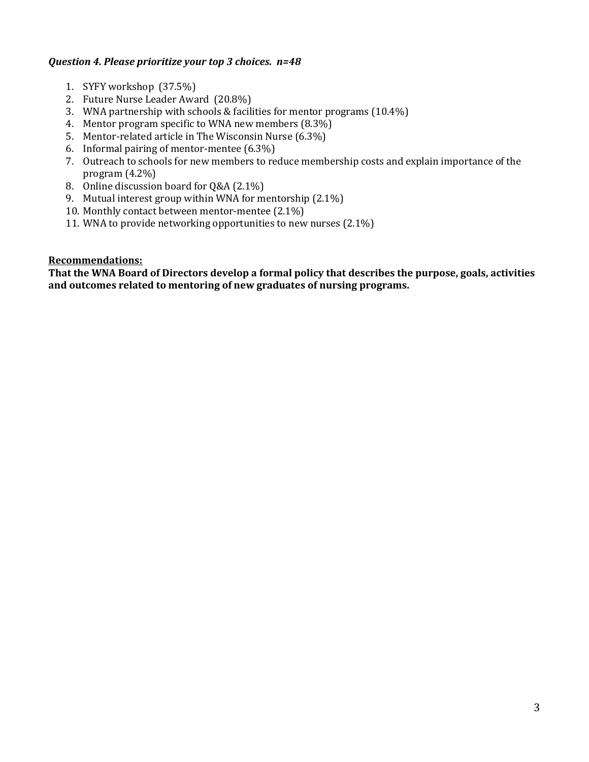***Question 4. Please prioritize your top 3 choices. n=48***

1. SYFY workshop (37.5%)
2. Future Nurse Leader Award (20.8%)
3. WNA partnership with schools & facilities for mentor programs (10.4%)
4. Mentor program specific to WNA new members (8.3%)
5. Mentor-related article in The Wisconsin Nurse (6.3%)
6. Informal pairing of mentor-mentee (6.3%)
7. Outreach to schools for new members to reduce membership costs and explain importance of the program (4.2%)
8. Online discussion board for Q&A (2.1%)
9. Mutual interest group within WNA for mentorship (2.1%)
10. Monthly contact between mentor-mentee (2.1%)
11. WNA to provide networking opportunities to new nurses (2.1%)

**<u>Recommendations:</u>**

**That the WNA Board of Directors develop a formal policy that describes the purpose, goals, activities and outcomes related to mentoring of new graduates of nursing programs.**